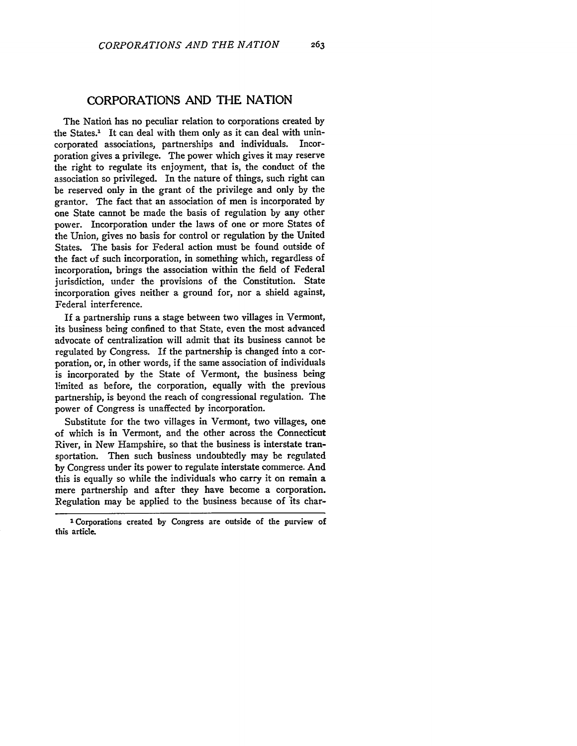# CORPORATIONS AND THE NATION

The Nation has no peculiar relation to corporations created by the States.[1] It can deal with them only as it can deal with unincorporated associations, partnerships and individuals. Incorporation gives a privilege. The power which gives it may reserve the right to regulate its enjoyment, that is, the conduct of the association so privileged. In the nature of things, such right can be reserved only in the grant of the privilege and only by the grantor. The fact that an association of men is incorporated by one State cannot be made the basis of regulation by any other power. Incorporation under the laws of one or more States of the Union, gives no basis for control or regulation by the United States. The basis for Federal action must be found outside of the fact of such incorporation, in something which, regardless of incorporation, brings the association within the field of Federal jurisdiction, under the provisions of the Constitution. State incorporation gives neither a ground for, nor a shield against, Federal interference.

If a partnership runs a stage between two villages in Vermont, its business being confined to that State, even the most advanced advocate of centralization will admit that its business cannot be regulated by Congress. If the partnership is changed into a corporation, or, in other words, if the same association of individuals is incorporated by the State of Vermont, the business being limited as before, the corporation, equally with the previous partnership, is beyond the reach of congressional regulation. The power of Congress is unaffected by incorporation.

Substitute for the two villages in Vermont, two villages, one of which is in Vermont, and the other across the Connecticut River, in New Hampshire, so that the business is interstate transportation. Then such business undoubtedly may be regulated by Congress under its power to regulate interstate commerce. And this is equally so while the individuals who carry it on remain a mere partnership and after they have become a corporation. Regulation may be applied to the business because of its char-

[1] Corporations created by Congress are outside of the purview of this article.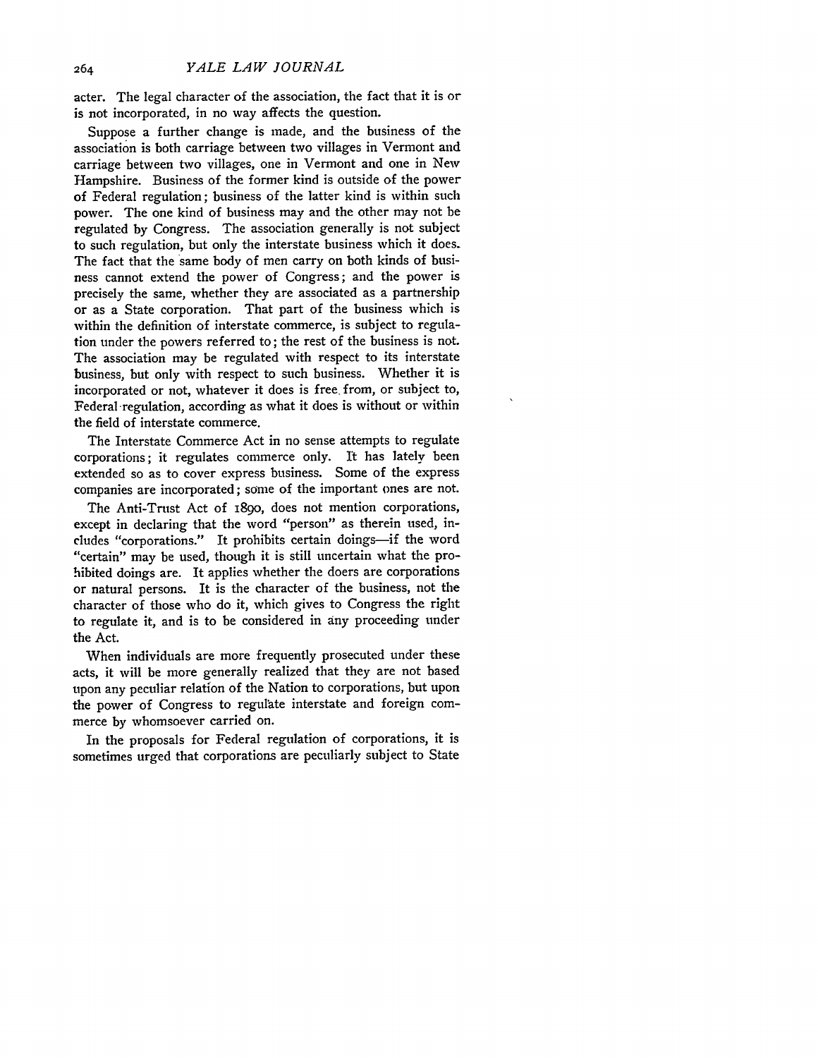acter. The legal character of the association, the fact that it is or is not incorporated, in no way affects the question.

Suppose a further change is made, and the business of the association is both carriage between two villages in Vermont and carriage between two villages, one in Vermont and one in New Hampshire. Business of the former kind is outside of the power of Federal regulation; business of the latter kind is within such power. The one kind of business may and the other may not be regulated by Congress. The association generally is not subject to such regulation, but only the interstate business which it does. The fact that the same body of men carry on both kinds of business cannot extend the power of Congress; and the power is precisely the same, whether they are associated as a partnership or as a State corporation. That part of the business which is within the definition of interstate commerce, is subject to regulation under the powers referred to; the rest of the business is not. The association may be regulated with respect to its interstate business, but only with respect to such business. Whether it is incorporated or not, whatever it does is free from, or subject to, Federal regulation, according as what it does is without or within the field of interstate commerce.

The Interstate Commerce Act in no sense attempts to regulate corporations; it regulates commerce only. It has lately been extended so as to cover express business. Some of the express companies are incorporated; some of the important ones are not.

The Anti-Trust Act of 1890, does not mention corporations, except in declaring that the word "person" as therein used, includes "corporations." It prohibits certain doings—if the word "certain" may be used, though it is still uncertain what the prohibited doings are. It applies whether the doers are corporations or natural persons. It is the character of the business, not the character of those who do it, which gives to Congress the right to regulate it, and is to be considered in any proceeding under the Act.

When individuals are more frequently prosecuted under these acts, it will be more generally realized that they are not based upon any peculiar relation of the Nation to corporations, but upon the power of Congress to regulate interstate and foreign commerce by whomsoever carried on.

In the proposals for Federal regulation of corporations, it is sometimes urged that corporations are peculiarly subject to State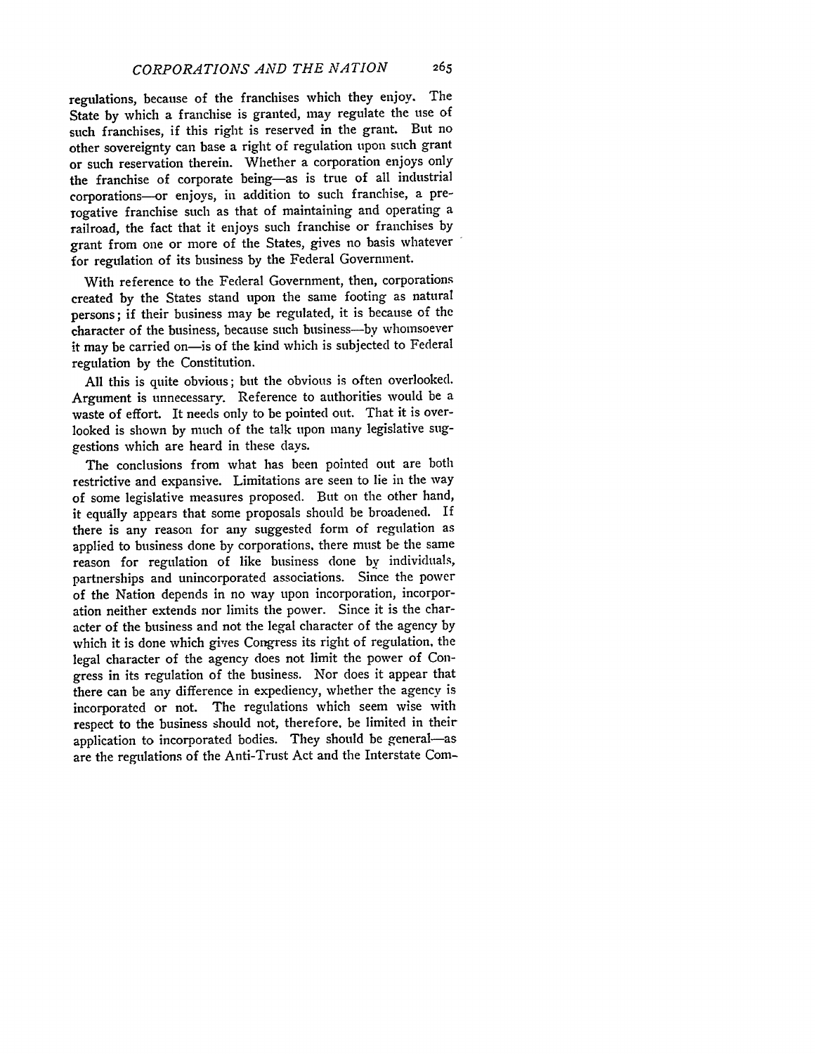regulations, because of the franchises which they enjoy. The State by which a franchise is granted, may regulate the use of such franchises, if this right is reserved in the grant. But no other sovereignty can base a right of regulation upon such grant or such reservation therein. Whether a corporation enjoys only the franchise of corporate being—as is true of all industrial corporations—or enjoys, in addition to such franchise, a prerogative franchise such as that of maintaining and operating a railroad, the fact that it enjoys such franchise or franchises by grant from one or more of the States, gives no basis whatever for regulation of its business by the Federal Government.

With reference to the Federal Government, then, corporations created by the States stand upon the same footing as natural persons; if their business may be regulated, it is because of the character of the business, because such business—by whomsoever it may be carried on—is of the kind which is subjected to Federal regulation by the Constitution.

All this is quite obvious; but the obvious is often overlooked. Argument is unnecessary. Reference to authorities would be a waste of effort. It needs only to be pointed out. That it is overlooked is shown by much of the talk upon many legislative suggestions which are heard in these days.

The conclusions from what has been pointed out are both restrictive and expansive. Limitations are seen to lie in the way of some legislative measures proposed. But on the other hand, it equally appears that some proposals should be broadened. If there is any reason for any suggested form of regulation as applied to business done by corporations, there must be the same reason for regulation of like business done by individuals, partnerships and unincorporated associations. Since the power of the Nation depends in no way upon incorporation, incorporation neither extends nor limits the power. Since it is the character of the business and not the legal character of the agency by which it is done which gives Congress its right of regulation, the legal character of the agency does not limit the power of Congress in its regulation of the business. Nor does it appear that there can be any difference in expediency, whether the agency is incorporated or not. The regulations which seem wise with respect to the business should not, therefore, be limited in their application to incorporated bodies. They should be general—as are the regulations of the Anti-Trust Act and the Interstate Com-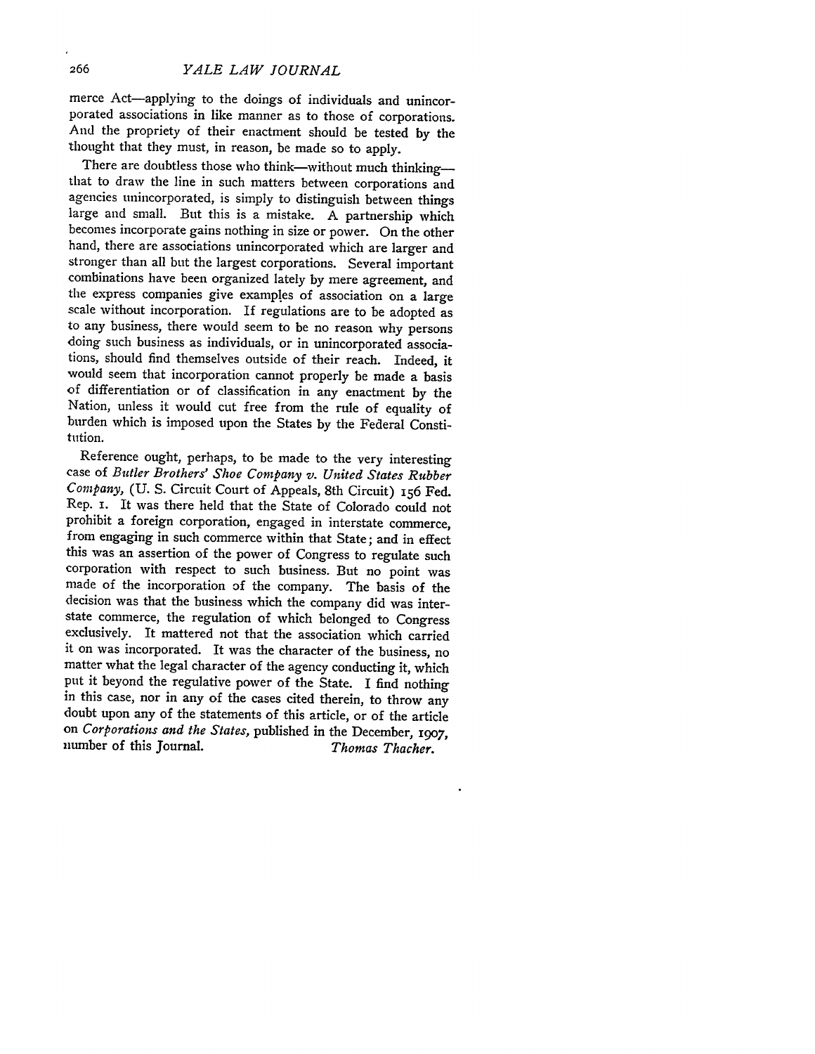merce Act—applying to the doings of individuals and unincorporated associations in like manner as to those of corporations. And the propriety of their enactment should be tested by the thought that they must, in reason, be made so to apply.

There are doubtless those who think—without much thinking—that to draw the line in such matters between corporations and agencies unincorporated, is simply to distinguish between things large and small. But this is a mistake. A partnership which becomes incorporate gains nothing in size or power. On the other hand, there are associations unincorporated which are larger and stronger than all but the largest corporations. Several important combinations have been organized lately by mere agreement, and the express companies give examples of association on a large scale without incorporation. If regulations are to be adopted as to any business, there would seem to be no reason why persons doing such business as individuals, or in unincorporated associations, should find themselves outside of their reach. Indeed, it would seem that incorporation cannot properly be made a basis of differentiation or of classification in any enactment by the Nation, unless it would cut free from the rule of equality of burden which is imposed upon the States by the Federal Constitution.

Reference ought, perhaps, to be made to the very interesting case of *Butler Brothers' Shoe Company v. United States Rubber Company*, (U. S. Circuit Court of Appeals, 8th Circuit) 156 Fed. Rep. 1. It was there held that the State of Colorado could not prohibit a foreign corporation, engaged in interstate commerce, from engaging in such commerce within that State; and in effect this was an assertion of the power of Congress to regulate such corporation with respect to such business. But no point was made of the incorporation of the company. The basis of the decision was that the business which the company did was interstate commerce, the regulation of which belonged to Congress exclusively. It mattered not that the association which carried it on was incorporated. It was the character of the business, no matter what the legal character of the agency conducting it, which put it beyond the regulative power of the State. I find nothing in this case, nor in any of the cases cited therein, to throw any doubt upon any of the statements of this article, or of the article on *Corporations and the States*, published in the December, 1907, number of this Journal.

*Thomas Thacher.*